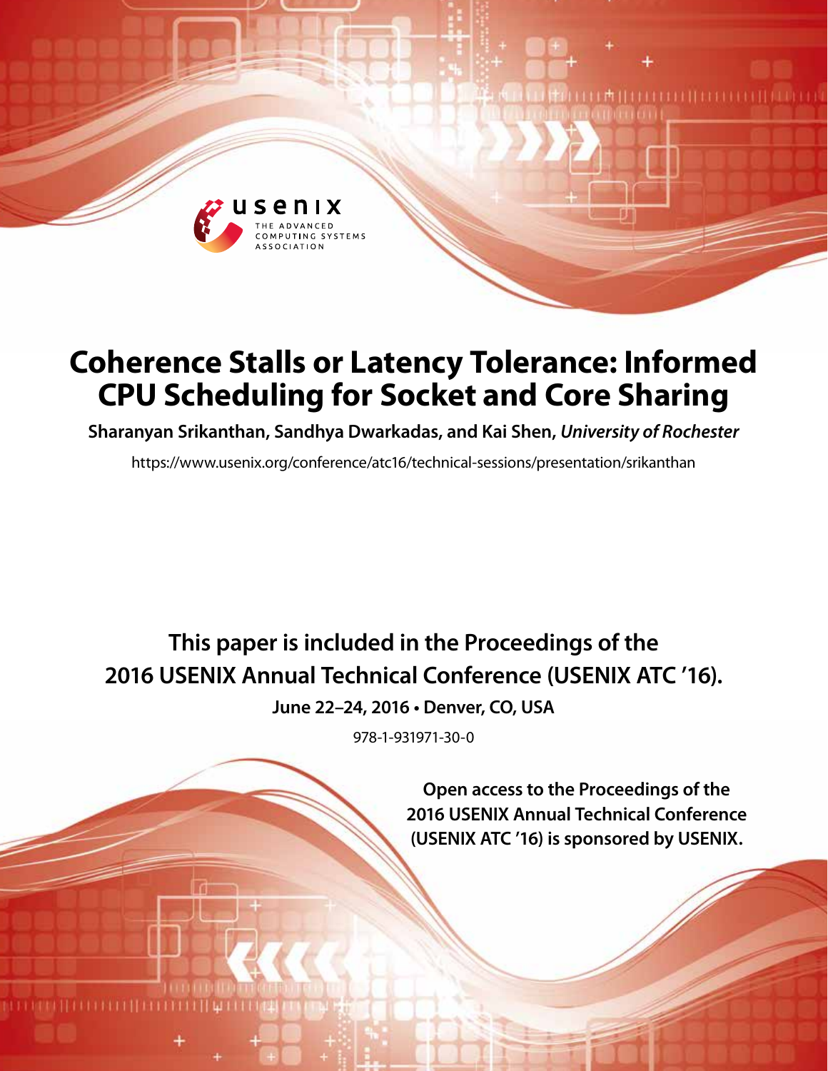# Coherence Stalls or Latency Tolerance: Informed CPU Scheduling for Socket and Core Sharing

**Sharanyan Srikanthan, Sandhya Dwarkadas, and Kai Shen,** ***University of Rochester***

https://www.usenix.org/conference/atc16/technical-sessions/presentation/srikanthan

**This paper is included in the Proceedings of the 2016 USENIX Annual Technical Conference (USENIX ATC '16).**

**June 22–24, 2016 • Denver, CO, USA**

978-1-931971-30-0

**Open access to the Proceedings of the 2016 USENIX Annual Technical Conference (USENIX ATC '16) is sponsored by USENIX.**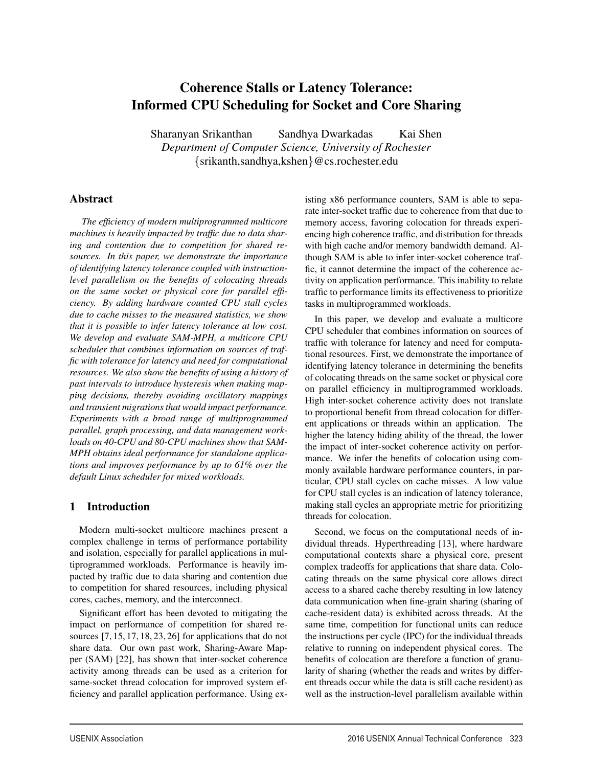# Coherence Stalls or Latency Tolerance: Informed CPU Scheduling for Socket and Core Sharing

Sharanyan Srikanthan  Sandhya Dwarkadas  Kai Shen

*Department of Computer Science, University of Rochester*

{srikanth,sandhya,kshen}@cs.rochester.edu

## Abstract

*The efficiency of modern multiprogrammed multicore machines is heavily impacted by traffic due to data sharing and contention due to competition for shared resources. In this paper, we demonstrate the importance of identifying latency tolerance coupled with instruction-level parallelism on the benefits of colocating threads on the same socket or physical core for parallel efficiency. By adding hardware counted CPU stall cycles due to cache misses to the measured statistics, we show that it is possible to infer latency tolerance at low cost. We develop and evaluate SAM-MPH, a multicore CPU scheduler that combines information on sources of traffic with tolerance for latency and need for computational resources. We also show the benefits of using a history of past intervals to introduce hysteresis when making mapping decisions, thereby avoiding oscillatory mappings and transient migrations that would impact performance. Experiments with a broad range of multiprogrammed parallel, graph processing, and data management workloads on 40-CPU and 80-CPU machines show that SAM-MPH obtains ideal performance for standalone applications and improves performance by up to 61% over the default Linux scheduler for mixed workloads.*

## 1 Introduction

Modern multi-socket multicore machines present a complex challenge in terms of performance portability and isolation, especially for parallel applications in multiprogrammed workloads. Performance is heavily impacted by traffic due to data sharing and contention due to competition for shared resources, including physical cores, caches, memory, and the interconnect.

Significant effort has been devoted to mitigating the impact on performance of competition for shared resources [7, 15, 17, 18, 23, 26] for applications that do not share data. Our own past work, Sharing-Aware Mapper (SAM) [22], has shown that inter-socket coherence activity among threads can be used as a criterion for same-socket thread colocation for improved system efficiency and parallel application performance. Using existing x86 performance counters, SAM is able to separate inter-socket traffic due to coherence from that due to memory access, favoring colocation for threads experiencing high coherence traffic, and distribution for threads with high cache and/or memory bandwidth demand. Although SAM is able to infer inter-socket coherence traffic, it cannot determine the impact of the coherence activity on application performance. This inability to relate traffic to performance limits its effectiveness to prioritize tasks in multiprogrammed workloads.

In this paper, we develop and evaluate a multicore CPU scheduler that combines information on sources of traffic with tolerance for latency and need for computational resources. First, we demonstrate the importance of identifying latency tolerance in determining the benefits of colocating threads on the same socket or physical core on parallel efficiency in multiprogrammed workloads. High inter-socket coherence activity does not translate to proportional benefit from thread colocation for different applications or threads within an application. The higher the latency hiding ability of the thread, the lower the impact of inter-socket coherence activity on performance. We infer the benefits of colocation using commonly available hardware performance counters, in particular, CPU stall cycles on cache misses. A low value for CPU stall cycles is an indication of latency tolerance, making stall cycles an appropriate metric for prioritizing threads for colocation.

Second, we focus on the computational needs of individual threads. Hyperthreading [13], where hardware computational contexts share a physical core, present complex tradeoffs for applications that share data. Colocating threads on the same physical core allows direct access to a shared cache thereby resulting in low latency data communication when fine-grain sharing (sharing of cache-resident data) is exhibited across threads. At the same time, competition for functional units can reduce the instructions per cycle (IPC) for the individual threads relative to running on independent physical cores. The benefits of colocation are therefore a function of granularity of sharing (whether the reads and writes by different threads occur while the data is still cache resident) as well as the instruction-level parallelism available within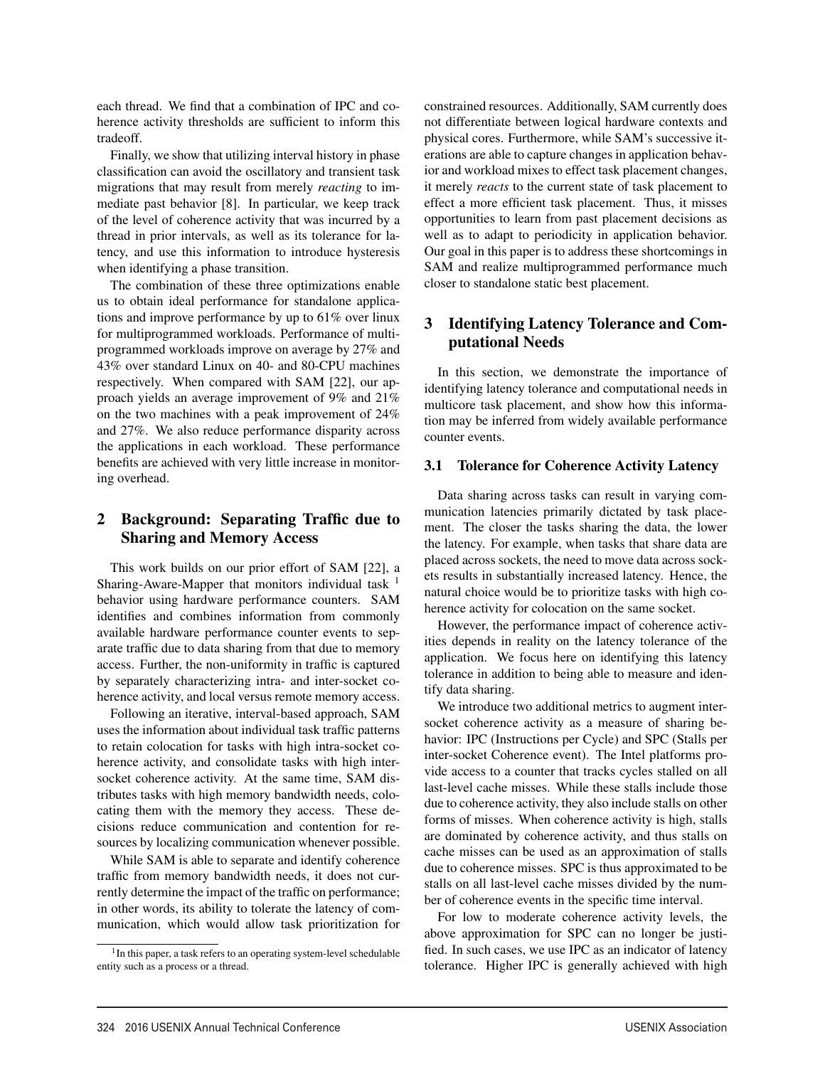each thread. We find that a combination of IPC and coherence activity thresholds are sufficient to inform this tradeoff.

Finally, we show that utilizing interval history in phase classification can avoid the oscillatory and transient task migrations that may result from merely *reacting* to immediate past behavior [8]. In particular, we keep track of the level of coherence activity that was incurred by a thread in prior intervals, as well as its tolerance for latency, and use this information to introduce hysteresis when identifying a phase transition.

The combination of these three optimizations enable us to obtain ideal performance for standalone applications and improve performance by up to 61% over linux for multiprogrammed workloads. Performance of multiprogrammed workloads improve on average by 27% and 43% over standard Linux on 40- and 80-CPU machines respectively. When compared with SAM [22], our approach yields an average improvement of 9% and 21% on the two machines with a peak improvement of 24% and 27%. We also reduce performance disparity across the applications in each workload. These performance benefits are achieved with very little increase in monitoring overhead.

## 2 Background: Separating Traffic due to Sharing and Memory Access

This work builds on our prior effort of SAM [22], a Sharing-Aware-Mapper that monitors individual task [1] behavior using hardware performance counters. SAM identifies and combines information from commonly available hardware performance counter events to separate traffic due to data sharing from that due to memory access. Further, the non-uniformity in traffic is captured by separately characterizing intra- and inter-socket coherence activity, and local versus remote memory access.

Following an iterative, interval-based approach, SAM uses the information about individual task traffic patterns to retain colocation for tasks with high intra-socket coherence activity, and consolidate tasks with high inter-socket coherence activity. At the same time, SAM distributes tasks with high memory bandwidth needs, colocating them with the memory they access. These decisions reduce communication and contention for resources by localizing communication whenever possible.

While SAM is able to separate and identify coherence traffic from memory bandwidth needs, it does not currently determine the impact of the traffic on performance; in other words, its ability to tolerate the latency of communication, which would allow task prioritization for constrained resources. Additionally, SAM currently does not differentiate between logical hardware contexts and physical cores. Furthermore, while SAM's successive iterations are able to capture changes in application behavior and workload mixes to effect task placement changes, it merely *reacts* to the current state of task placement to effect a more efficient task placement. Thus, it misses opportunities to learn from past placement decisions as well as to adapt to periodicity in application behavior. Our goal in this paper is to address these shortcomings in SAM and realize multiprogrammed performance much closer to standalone static best placement.

[1] In this paper, a task refers to an operating system-level schedulable entity such as a process or a thread.

## 3 Identifying Latency Tolerance and Computational Needs

In this section, we demonstrate the importance of identifying latency tolerance and computational needs in multicore task placement, and show how this information may be inferred from widely available performance counter events.

### 3.1 Tolerance for Coherence Activity Latency

Data sharing across tasks can result in varying communication latencies primarily dictated by task placement. The closer the tasks sharing the data, the lower the latency. For example, when tasks that share data are placed across sockets, the need to move data across sockets results in substantially increased latency. Hence, the natural choice would be to prioritize tasks with high coherence activity for colocation on the same socket.

However, the performance impact of coherence activities depends in reality on the latency tolerance of the application. We focus here on identifying this latency tolerance in addition to being able to measure and identify data sharing.

We introduce two additional metrics to augment inter-socket coherence activity as a measure of sharing behavior: IPC (Instructions per Cycle) and SPC (Stalls per inter-socket Coherence event). The Intel platforms provide access to a counter that tracks cycles stalled on all last-level cache misses. While these stalls include those due to coherence activity, they also include stalls on other forms of misses. When coherence activity is high, stalls are dominated by coherence activity, and thus stalls on cache misses can be used as an approximation of stalls due to coherence misses. SPC is thus approximated to be stalls on all last-level cache misses divided by the number of coherence events in the specific time interval.

For low to moderate coherence activity levels, the above approximation for SPC can no longer be justified. In such cases, we use IPC as an indicator of latency tolerance. Higher IPC is generally achieved with high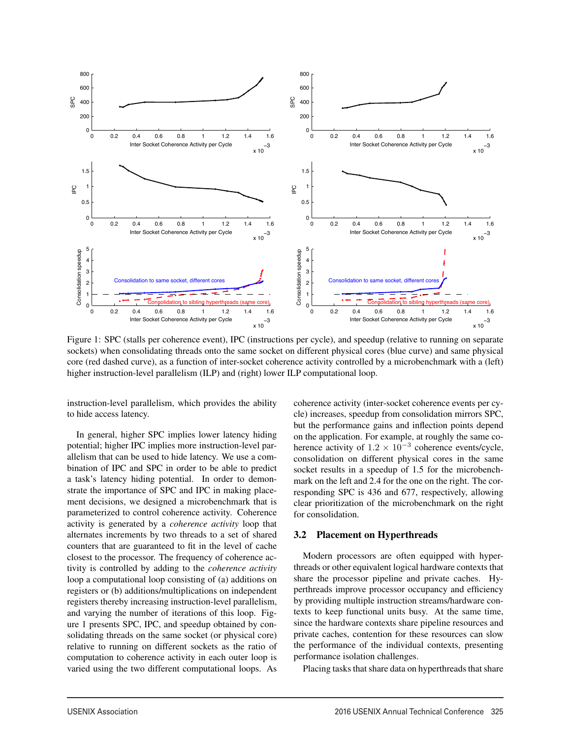Figure 1: SPC (stalls per coherence event), IPC (instructions per cycle), and speedup (relative to running on separate sockets) when consolidating threads onto the same socket on different physical cores (blue curve) and same physical core (red dashed curve), as a function of inter-socket coherence activity controlled by a microbenchmark with a (left) higher instruction-level parallelism (ILP) and (right) lower ILP computational loop.

instruction-level parallelism, which provides the ability to hide access latency.

In general, higher SPC implies lower latency hiding potential; higher IPC implies more instruction-level parallelism that can be used to hide latency. We use a combination of IPC and SPC in order to be able to predict a task's latency hiding potential. In order to demonstrate the importance of SPC and IPC in making placement decisions, we designed a microbenchmark that is parameterized to control coherence activity. Coherence activity is generated by a *coherence activity* loop that alternates increments by two threads to a set of shared counters that are guaranteed to fit in the level of cache closest to the processor. The frequency of coherence activity is controlled by adding to the *coherence activity* loop a computational loop consisting of (a) additions on registers or (b) additions/multiplications on independent registers thereby increasing instruction-level parallelism, and varying the number of iterations of this loop. Figure 1 presents SPC, IPC, and speedup obtained by consolidating threads on the same socket (or physical core) relative to running on different sockets as the ratio of computation to coherence activity in each outer loop is varied using the two different computational loops. As coherence activity (inter-socket coherence events per cycle) increases, speedup from consolidation mirrors SPC, but the performance gains and inflection points depend on the application. For example, at roughly the same coherence activity of $1.2 \times 10^{-3}$ coherence events/cycle, consolidation on different physical cores in the same socket results in a speedup of 1.5 for the microbenchmark on the left and 2.4 for the one on the right. The corresponding SPC is 436 and 677, respectively, allowing clear prioritization of the microbenchmark on the right for consolidation.

### 3.2 Placement on Hyperthreads

Modern processors are often equipped with hyperthreads or other equivalent logical hardware contexts that share the processor pipeline and private caches. Hyperthreads improve processor occupancy and efficiency by providing multiple instruction streams/hardware contexts to keep functional units busy. At the same time, since the hardware contexts share pipeline resources and private caches, contention for these resources can slow the performance of the individual contexts, presenting performance isolation challenges.

Placing tasks that share data on hyperthreads that share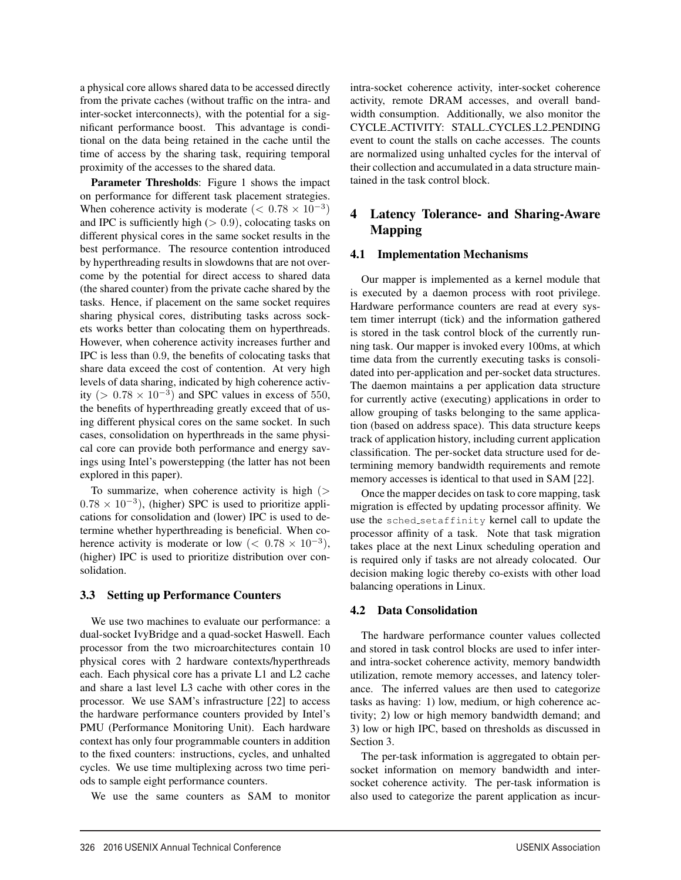a physical core allows shared data to be accessed directly from the private caches (without traffic on the intra- and inter-socket interconnects), with the potential for a significant performance boost. This advantage is conditional on the data being retained in the cache until the time of access by the sharing task, requiring temporal proximity of the accesses to the shared data.

**Parameter Thresholds**: Figure 1 shows the impact on performance for different task placement strategies. When coherence activity is moderate ($< 0.78 \times 10^{-3}$) and IPC is sufficiently high ($> 0.9$), colocating tasks on different physical cores in the same socket results in the best performance. The resource contention introduced by hyperthreading results in slowdowns that are not overcome by the potential for direct access to shared data (the shared counter) from the private cache shared by the tasks. Hence, if placement on the same socket requires sharing physical cores, distributing tasks across sockets works better than colocating them on hyperthreads. However, when coherence activity increases further and IPC is less than $0.9$, the benefits of colocating tasks that share data exceed the cost of contention. At very high levels of data sharing, indicated by high coherence activity ($> 0.78 \times 10^{-3}$) and SPC values in excess of $550$, the benefits of hyperthreading greatly exceed that of using different physical cores on the same socket. In such cases, consolidation on hyperthreads in the same physical core can provide both performance and energy savings using Intel's powerstepping (the latter has not been explored in this paper).

To summarize, when coherence activity is high ($> 0.78 \times 10^{-3}$), (higher) SPC is used to prioritize applications for consolidation and (lower) IPC is used to determine whether hyperthreading is beneficial. When coherence activity is moderate or low ($< 0.78 \times 10^{-3}$), (higher) IPC is used to prioritize distribution over consolidation.

### 3.3 Setting up Performance Counters

We use two machines to evaluate our performance: a dual-socket IvyBridge and a quad-socket Haswell. Each processor from the two microarchitectures contain 10 physical cores with 2 hardware contexts/hyperthreads each. Each physical core has a private L1 and L2 cache and share a last level L3 cache with other cores in the processor. We use SAM's infrastructure [22] to access the hardware performance counters provided by Intel's PMU (Performance Monitoring Unit). Each hardware context has only four programmable counters in addition to the fixed counters: instructions, cycles, and unhalted cycles. We use time multiplexing across two time periods to sample eight performance counters.

We use the same counters as SAM to monitor intra-socket coherence activity, inter-socket coherence activity, remote DRAM accesses, and overall bandwidth consumption. Additionally, we also monitor the CYCLE_ACTIVITY: STALL_CYCLES_L2_PENDING event to count the stalls on cache accesses. The counts are normalized using unhalted cycles for the interval of their collection and accumulated in a data structure maintained in the task control block.

## 4 Latency Tolerance- and Sharing-Aware Mapping

### 4.1 Implementation Mechanisms

Our mapper is implemented as a kernel module that is executed by a daemon process with root privilege. Hardware performance counters are read at every system timer interrupt (tick) and the information gathered is stored in the task control block of the currently running task. Our mapper is invoked every 100ms, at which time data from the currently executing tasks is consolidated into per-application and per-socket data structures. The daemon maintains a per application data structure for currently active (executing) applications in order to allow grouping of tasks belonging to the same application (based on address space). This data structure keeps track of application history, including current application classification. The per-socket data structure used for determining memory bandwidth requirements and remote memory accesses is identical to that used in SAM [22].

Once the mapper decides on task to core mapping, task migration is effected by updating processor affinity. We use the `sched_setaffinity` kernel call to update the processor affinity of a task. Note that task migration takes place at the next Linux scheduling operation and is required only if tasks are not already colocated. Our decision making logic thereby co-exists with other load balancing operations in Linux.

### 4.2 Data Consolidation

The hardware performance counter values collected and stored in task control blocks are used to infer inter- and intra-socket coherence activity, memory bandwidth utilization, remote memory accesses, and latency tolerance. The inferred values are then used to categorize tasks as having: 1) low, medium, or high coherence activity; 2) low or high memory bandwidth demand; and 3) low or high IPC, based on thresholds as discussed in Section 3.

The per-task information is aggregated to obtain per-socket information on memory bandwidth and inter-socket coherence activity. The per-task information is also used to categorize the parent application as incur-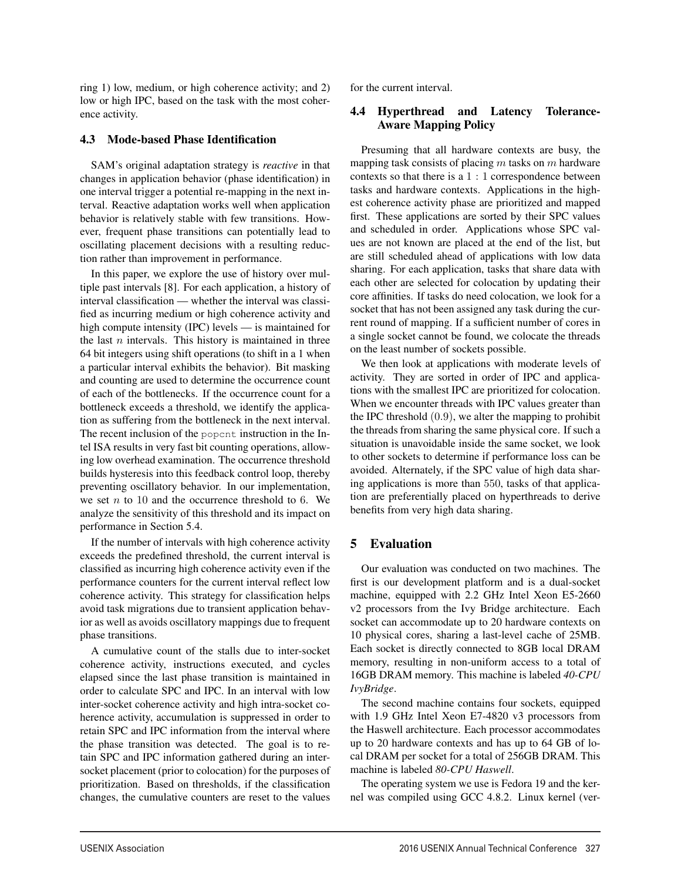ring 1) low, medium, or high coherence activity; and 2) low or high IPC, based on the task with the most coherence activity.

### 4.3 Mode-based Phase Identification

SAM's original adaptation strategy is *reactive* in that changes in application behavior (phase identification) in one interval trigger a potential re-mapping in the next interval. Reactive adaptation works well when application behavior is relatively stable with few transitions. However, frequent phase transitions can potentially lead to oscillating placement decisions with a resulting reduction rather than improvement in performance.

In this paper, we explore the use of history over multiple past intervals [8]. For each application, a history of interval classification — whether the interval was classified as incurring medium or high coherence activity and high compute intensity (IPC) levels — is maintained for the last $n$ intervals. This history is maintained in three 64 bit integers using shift operations (to shift in a 1 when a particular interval exhibits the behavior). Bit masking and counting are used to determine the occurrence count of each of the bottlenecks. If the occurrence count for a bottleneck exceeds a threshold, we identify the application as suffering from the bottleneck in the next interval. The recent inclusion of the `popcnt` instruction in the Intel ISA results in very fast bit counting operations, allowing low overhead examination. The occurrence threshold builds hysteresis into this feedback control loop, thereby preventing oscillatory behavior. In our implementation, we set $n$ to 10 and the occurrence threshold to 6. We analyze the sensitivity of this threshold and its impact on performance in Section 5.4.

If the number of intervals with high coherence activity exceeds the predefined threshold, the current interval is classified as incurring high coherence activity even if the performance counters for the current interval reflect low coherence activity. This strategy for classification helps avoid task migrations due to transient application behavior as well as avoids oscillatory mappings due to frequent phase transitions.

A cumulative count of the stalls due to inter-socket coherence activity, instructions executed, and cycles elapsed since the last phase transition is maintained in order to calculate SPC and IPC. In an interval with low inter-socket coherence activity and high intra-socket coherence activity, accumulation is suppressed in order to retain SPC and IPC information from the interval where the phase transition was detected. The goal is to retain SPC and IPC information gathered during an inter-socket placement (prior to colocation) for the purposes of prioritization. Based on thresholds, if the classification changes, the cumulative counters are reset to the values for the current interval.

### 4.4 Hyperthread and Latency Tolerance-Aware Mapping Policy

Presuming that all hardware contexts are busy, the mapping task consists of placing $m$ tasks on $m$ hardware contexts so that there is a $1:1$ correspondence between tasks and hardware contexts. Applications in the highest coherence activity phase are prioritized and mapped first. These applications are sorted by their SPC values and scheduled in order. Applications whose SPC values are not known are placed at the end of the list, but are still scheduled ahead of applications with low data sharing. For each application, tasks that share data with each other are selected for colocation by updating their core affinities. If tasks do need colocation, we look for a socket that has not been assigned any task during the current round of mapping. If a sufficient number of cores in a single socket cannot be found, we colocate the threads on the least number of sockets possible.

We then look at applications with moderate levels of activity. They are sorted in order of IPC and applications with the smallest IPC are prioritized for colocation. When we encounter threads with IPC values greater than the IPC threshold $(0.9)$, we alter the mapping to prohibit the threads from sharing the same physical core. If such a situation is unavoidable inside the same socket, we look to other sockets to determine if performance loss can be avoided. Alternately, if the SPC value of high data sharing applications is more than $550$, tasks of that application are preferentially placed on hyperthreads to derive benefits from very high data sharing.

## 5 Evaluation

Our evaluation was conducted on two machines. The first is our development platform and is a dual-socket machine, equipped with 2.2 GHz Intel Xeon E5-2660 v2 processors from the Ivy Bridge architecture. Each socket can accommodate up to 20 hardware contexts on 10 physical cores, sharing a last-level cache of 25MB. Each socket is directly connected to 8GB local DRAM memory, resulting in non-uniform access to a total of 16GB DRAM memory. This machine is labeled *40-CPU IvyBridge*.

The second machine contains four sockets, equipped with 1.9 GHz Intel Xeon E7-4820 v3 processors from the Haswell architecture. Each processor accommodates up to 20 hardware contexts and has up to 64 GB of local DRAM per socket for a total of 256GB DRAM. This machine is labeled *80-CPU Haswell*.

The operating system we use is Fedora 19 and the kernel was compiled using GCC 4.8.2. Linux kernel (ver-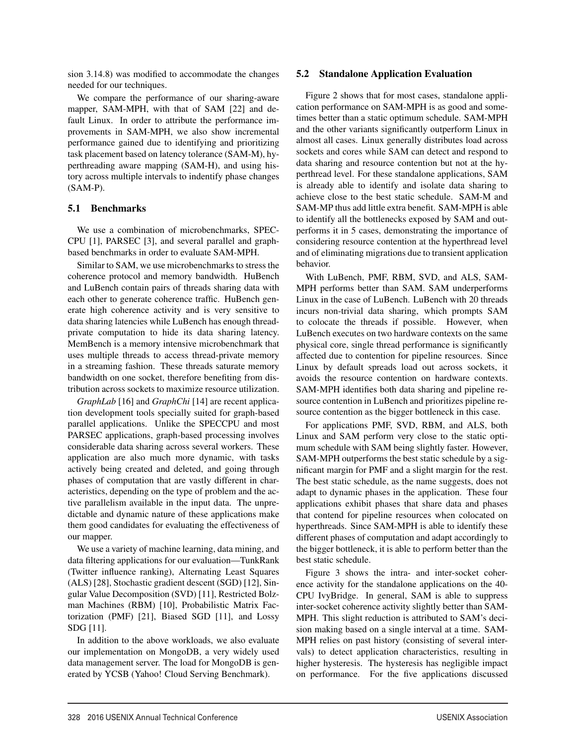sion 3.14.8) was modified to accommodate the changes needed for our techniques.

We compare the performance of our sharing-aware mapper, SAM-MPH, with that of SAM [22] and default Linux. In order to attribute the performance improvements in SAM-MPH, we also show incremental performance gained due to identifying and prioritizing task placement based on latency tolerance (SAM-M), hyperthreading aware mapping (SAM-H), and using history across multiple intervals to indentify phase changes (SAM-P).

### 5.1 Benchmarks

We use a combination of microbenchmarks, SPEC-CPU [1], PARSEC [3], and several parallel and graph-based benchmarks in order to evaluate SAM-MPH.

Similar to SAM, we use microbenchmarks to stress the coherence protocol and memory bandwidth. HuBench and LuBench contain pairs of threads sharing data with each other to generate coherence traffic. HuBench generate high coherence activity and is very sensitive to data sharing latencies while LuBench has enough thread-private computation to hide its data sharing latency. MemBench is a memory intensive microbenchmark that uses multiple threads to access thread-private memory in a streaming fashion. These threads saturate memory bandwidth on one socket, therefore benefiting from distribution across sockets to maximize resource utilization.

*GraphLab* [16] and *GraphChi* [14] are recent application development tools specially suited for graph-based parallel applications. Unlike the SPECCPU and most PARSEC applications, graph-based processing involves considerable data sharing across several workers. These application are also much more dynamic, with tasks actively being created and deleted, and going through phases of computation that are vastly different in characteristics, depending on the type of problem and the active parallelism available in the input data. The unpredictable and dynamic nature of these applications make them good candidates for evaluating the effectiveness of our mapper.

We use a variety of machine learning, data mining, and data filtering applications for our evaluation—TunkRank (Twitter influence ranking), Alternating Least Squares (ALS) [28], Stochastic gradient descent (SGD) [12], Singular Value Decomposition (SVD) [11], Restricted Bolzman Machines (RBM) [10], Probabilistic Matrix Factorization (PMF) [21], Biased SGD [11], and Lossy SDG [11].

In addition to the above workloads, we also evaluate our implementation on MongoDB, a very widely used data management server. The load for MongoDB is generated by YCSB (Yahoo! Cloud Serving Benchmark).

### 5.2 Standalone Application Evaluation

Figure 2 shows that for most cases, standalone application performance on SAM-MPH is as good and sometimes better than a static optimum schedule. SAM-MPH and the other variants significantly outperform Linux in almost all cases. Linux generally distributes load across sockets and cores while SAM can detect and respond to data sharing and resource contention but not at the hyperthread level. For these standalone applications, SAM is already able to identify and isolate data sharing to achieve close to the best static schedule. SAM-M and SAM-MP thus add little extra benefit. SAM-MPH is able to identify all the bottlenecks exposed by SAM and outperforms it in 5 cases, demonstrating the importance of considering resource contention at the hyperthread level and of eliminating migrations due to transient application behavior.

With LuBench, PMF, RBM, SVD, and ALS, SAM-MPH performs better than SAM. SAM underperforms Linux in the case of LuBench. LuBench with 20 threads incurs non-trivial data sharing, which prompts SAM to colocate the threads if possible. However, when LuBench executes on two hardware contexts on the same physical core, single thread performance is significantly affected due to contention for pipeline resources. Since Linux by default spreads load out across sockets, it avoids the resource contention on hardware contexts. SAM-MPH identifies both data sharing and pipeline resource contention in LuBench and prioritizes pipeline resource contention as the bigger bottleneck in this case.

For applications PMF, SVD, RBM, and ALS, both Linux and SAM perform very close to the static optimum schedule with SAM being slightly faster. However, SAM-MPH outperforms the best static schedule by a significant margin for PMF and a slight margin for the rest. The best static schedule, as the name suggests, does not adapt to dynamic phases in the application. These four applications exhibit phases that share data and phases that contend for pipeline resources when colocated on hyperthreads. Since SAM-MPH is able to identify these different phases of computation and adapt accordingly to the bigger bottleneck, it is able to perform better than the best static schedule.

Figure 3 shows the intra- and inter-socket coherence activity for the standalone applications on the 40-CPU IvyBridge. In general, SAM is able to suppress inter-socket coherence activity slightly better than SAM-MPH. This slight reduction is attributed to SAM's decision making based on a single interval at a time. SAM-MPH relies on past history (consisting of several intervals) to detect application characteristics, resulting in higher hysteresis. The hysteresis has negligible impact on performance. For the five applications discussed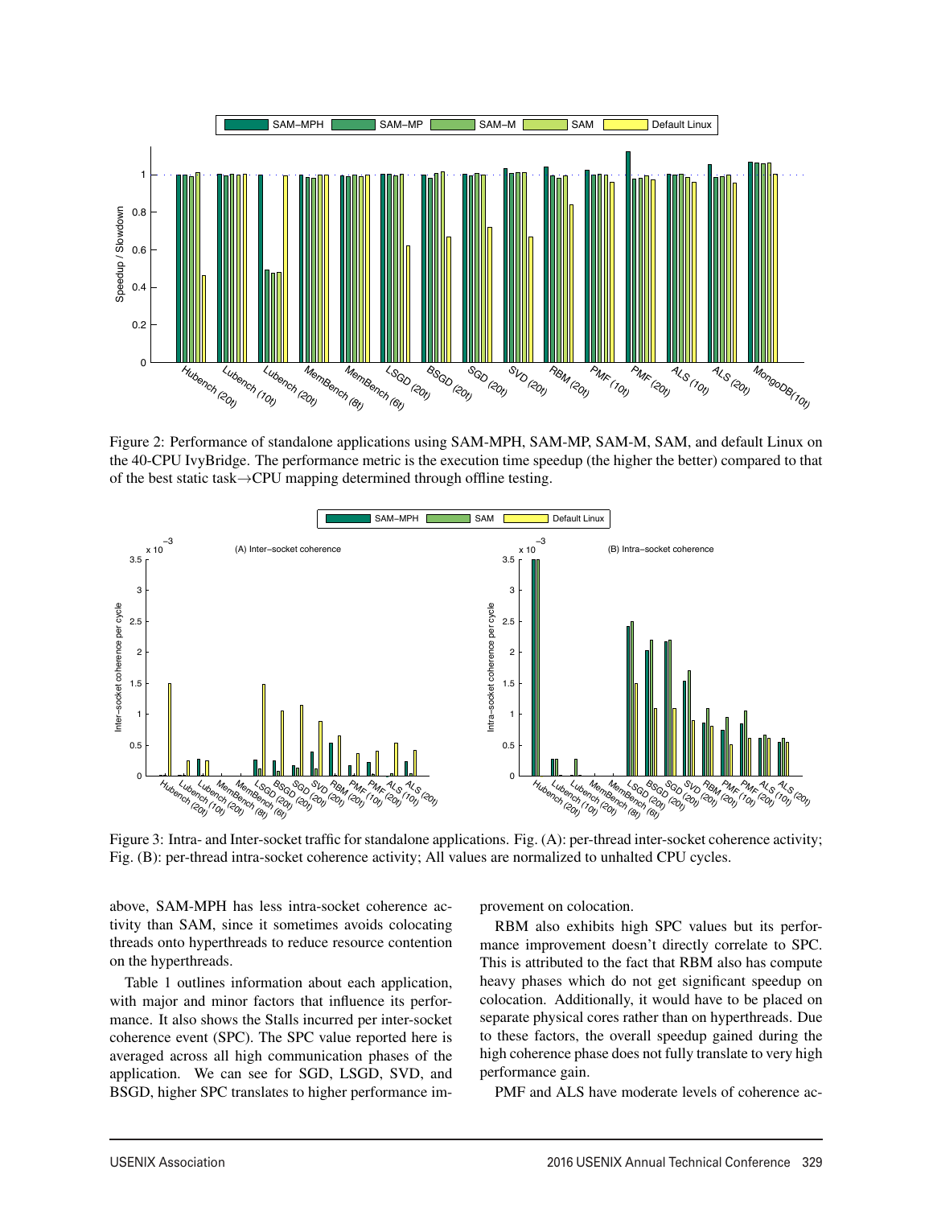Figure 2: Performance of standalone applications using SAM-MPH, SAM-MP, SAM-M, SAM, and default Linux on the 40-CPU IvyBridge. The performance metric is the execution time speedup (the higher the better) compared to that of the best static task→CPU mapping determined through offline testing.

Figure 3: Intra- and Inter-socket traffic for standalone applications. Fig. (A): per-thread inter-socket coherence activity; Fig. (B): per-thread intra-socket coherence activity; All values are normalized to unhalted CPU cycles.

above, SAM-MPH has less intra-socket coherence activity than SAM, since it sometimes avoids colocating threads onto hyperthreads to reduce resource contention on the hyperthreads.

Table 1 outlines information about each application, with major and minor factors that influence its performance. It also shows the Stalls incurred per inter-socket coherence event (SPC). The SPC value reported here is averaged across all high communication phases of the application. We can see for SGD, LSGD, SVD, and BSGD, higher SPC translates to higher performance improvement on colocation.

RBM also exhibits high SPC values but its performance improvement doesn't directly correlate to SPC. This is attributed to the fact that RBM also has compute heavy phases which do not get significant speedup on colocation. Additionally, it would have to be placed on separate physical cores rather than on hyperthreads. Due to these factors, the overall speedup gained during the high coherence phase does not fully translate to very high performance gain.

PMF and ALS have moderate levels of coherence ac-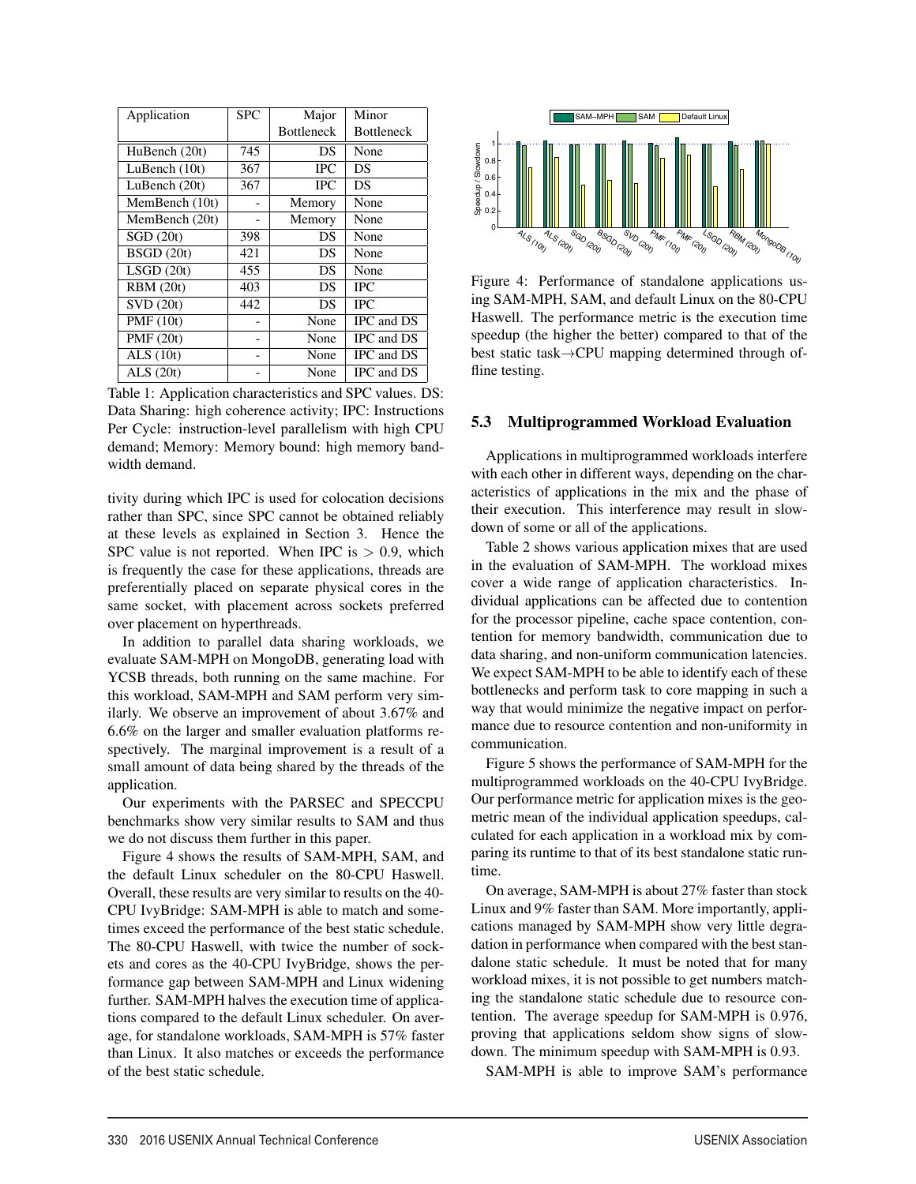| Application | SPC | Major Bottleneck | Minor Bottleneck |
|---|---|---|---|
| HuBench (20t) | 745 | DS | None |
| LuBench (10t) | 367 | IPC | DS |
| LuBench (20t) | 367 | IPC | DS |
| MemBench (10t) | - | Memory | None |
| MemBench (20t) | - | Memory | None |
| SGD (20t) | 398 | DS | None |
| BSGD (20t) | 421 | DS | None |
| LSGD (20t) | 455 | DS | None |
| RBM (20t) | 403 | DS | IPC |
| SVD (20t) | 442 | DS | IPC |
| PMF (10t) | - | None | IPC and DS |
| PMF (20t) | - | None | IPC and DS |
| ALS (10t) | - | None | IPC and DS |
| ALS (20t) | - | None | IPC and DS |

Table 1: Application characteristics and SPC values. DS: Data Sharing: high coherence activity; IPC: Instructions Per Cycle: instruction-level parallelism with high CPU demand; Memory: Memory bound: high memory bandwidth demand.

tivity during which IPC is used for colocation decisions rather than SPC, since SPC cannot be obtained reliably at these levels as explained in Section 3. Hence the SPC value is not reported. When IPC is $> 0.9$, which is frequently the case for these applications, threads are preferentially placed on separate physical cores in the same socket, with placement across sockets preferred over placement on hyperthreads.

In addition to parallel data sharing workloads, we evaluate SAM-MPH on MongoDB, generating load with YCSB threads, both running on the same machine. For this workload, SAM-MPH and SAM perform very similarly. We observe an improvement of about 3.67% and 6.6% on the larger and smaller evaluation platforms respectively. The marginal improvement is a result of a small amount of data being shared by the threads of the application.

Our experiments with the PARSEC and SPECCPU benchmarks show very similar results to SAM and thus we do not discuss them further in this paper.

Figure 4 shows the results of SAM-MPH, SAM, and the default Linux scheduler on the 80-CPU Haswell. Overall, these results are very similar to results on the 40-CPU IvyBridge: SAM-MPH is able to match and sometimes exceed the performance of the best static schedule. The 80-CPU Haswell, with twice the number of sockets and cores as the 40-CPU IvyBridge, shows the performance gap between SAM-MPH and Linux widening further. SAM-MPH halves the execution time of applications compared to the default Linux scheduler. On average, for standalone workloads, SAM-MPH is 57% faster than Linux. It also matches or exceeds the performance of the best static schedule.

Figure 4: Performance of standalone applications using SAM-MPH, SAM, and default Linux on the 80-CPU Haswell. The performance metric is the execution time speedup (the higher the better) compared to that of the best static task→CPU mapping determined through offline testing.

## 5.3 Multiprogrammed Workload Evaluation

Applications in multiprogrammed workloads interfere with each other in different ways, depending on the characteristics of applications in the mix and the phase of their execution. This interference may result in slowdown of some or all of the applications.

Table 2 shows various application mixes that are used in the evaluation of SAM-MPH. The workload mixes cover a wide range of application characteristics. Individual applications can be affected due to contention for the processor pipeline, cache space contention, contention for memory bandwidth, communication due to data sharing, and non-uniform communication latencies. We expect SAM-MPH to be able to identify each of these bottlenecks and perform task to core mapping in such a way that would minimize the negative impact on performance due to resource contention and non-uniformity in communication.

Figure 5 shows the performance of SAM-MPH for the multiprogrammed workloads on the 40-CPU IvyBridge. Our performance metric for application mixes is the geometric mean of the individual application speedups, calculated for each application in a workload mix by comparing its runtime to that of its best standalone static runtime.

On average, SAM-MPH is about 27% faster than stock Linux and 9% faster than SAM. More importantly, applications managed by SAM-MPH show very little degradation in performance when compared with the best standalone static schedule. It must be noted that for many workload mixes, it is not possible to get numbers matching the standalone static schedule due to resource contention. The average speedup for SAM-MPH is 0.976, proving that applications seldom show signs of slowdown. The minimum speedup with SAM-MPH is 0.93.

SAM-MPH is able to improve SAM's performance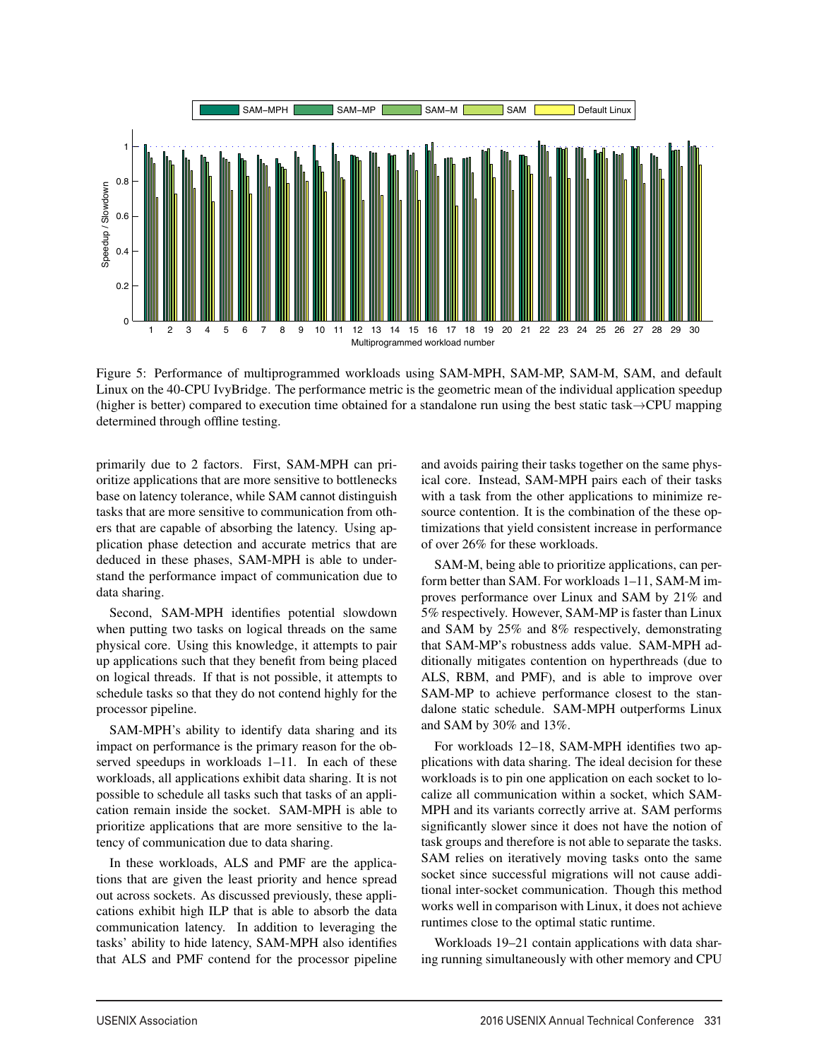Figure 5: Performance of multiprogrammed workloads using SAM-MPH, SAM-MP, SAM-M, SAM, and default Linux on the 40-CPU IvyBridge. The performance metric is the geometric mean of the individual application speedup (higher is better) compared to execution time obtained for a standalone run using the best static task→CPU mapping determined through offline testing.

primarily due to 2 factors. First, SAM-MPH can prioritize applications that are more sensitive to bottlenecks base on latency tolerance, while SAM cannot distinguish tasks that are more sensitive to communication from others that are capable of absorbing the latency. Using application phase detection and accurate metrics that are deduced in these phases, SAM-MPH is able to understand the performance impact of communication due to data sharing.

Second, SAM-MPH identifies potential slowdown when putting two tasks on logical threads on the same physical core. Using this knowledge, it attempts to pair up applications such that they benefit from being placed on logical threads. If that is not possible, it attempts to schedule tasks so that they do not contend highly for the processor pipeline.

SAM-MPH's ability to identify data sharing and its impact on performance is the primary reason for the observed speedups in workloads 1–11. In each of these workloads, all applications exhibit data sharing. It is not possible to schedule all tasks such that tasks of an application remain inside the socket. SAM-MPH is able to prioritize applications that are more sensitive to the latency of communication due to data sharing.

In these workloads, ALS and PMF are the applications that are given the least priority and hence spread out across sockets. As discussed previously, these applications exhibit high ILP that is able to absorb the data communication latency. In addition to leveraging the tasks' ability to hide latency, SAM-MPH also identifies that ALS and PMF contend for the processor pipeline and avoids pairing their tasks together on the same physical core. Instead, SAM-MPH pairs each of their tasks with a task from the other applications to minimize resource contention. It is the combination of the these optimizations that yield consistent increase in performance of over 26% for these workloads.

SAM-M, being able to prioritize applications, can perform better than SAM. For workloads 1–11, SAM-M improves performance over Linux and SAM by 21% and 5% respectively. However, SAM-MP is faster than Linux and SAM by 25% and 8% respectively, demonstrating that SAM-MP's robustness adds value. SAM-MPH additionally mitigates contention on hyperthreads (due to ALS, RBM, and PMF), and is able to improve over SAM-MP to achieve performance closest to the standalone static schedule. SAM-MPH outperforms Linux and SAM by 30% and 13%.

For workloads 12–18, SAM-MPH identifies two applications with data sharing. The ideal decision for these workloads is to pin one application on each socket to localize all communication within a socket, which SAM-MPH and its variants correctly arrive at. SAM performs significantly slower since it does not have the notion of task groups and therefore is not able to separate the tasks. SAM relies on iteratively moving tasks onto the same socket since successful migrations will not cause additional inter-socket communication. Though this method works well in comparison with Linux, it does not achieve runtimes close to the optimal static runtime.

Workloads 19–21 contain applications with data sharing running simultaneously with other memory and CPU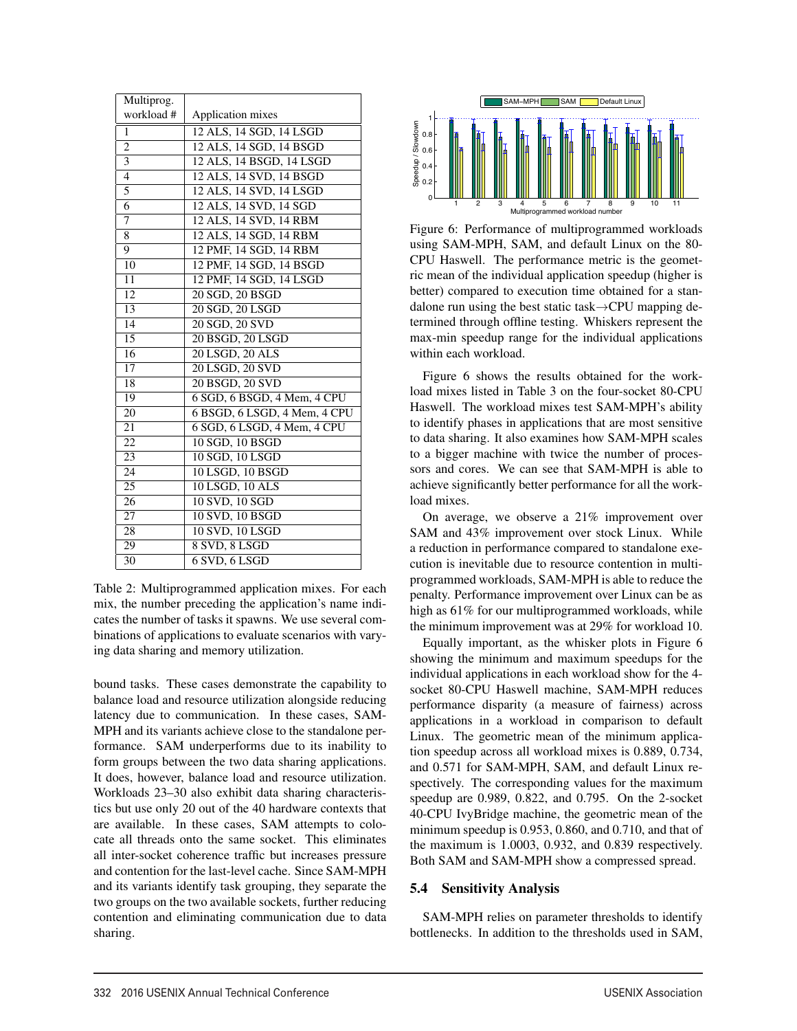| Multiprog. workload # | Application mixes |
|---|---|
| 1 | 12 ALS, 14 SGD, 14 LSGD |
| 2 | 12 ALS, 14 SGD, 14 BSGD |
| 3 | 12 ALS, 14 BSGD, 14 LSGD |
| 4 | 12 ALS, 14 SVD, 14 BSGD |
| 5 | 12 ALS, 14 SVD, 14 LSGD |
| 6 | 12 ALS, 14 SVD, 14 SGD |
| 7 | 12 ALS, 14 SVD, 14 RBM |
| 8 | 12 ALS, 14 SGD, 14 RBM |
| 9 | 12 PMF, 14 SGD, 14 RBM |
| 10 | 12 PMF, 14 SGD, 14 BSGD |
| 11 | 12 PMF, 14 SGD, 14 LSGD |
| 12 | 20 SGD, 20 BSGD |
| 13 | 20 SGD, 20 LSGD |
| 14 | 20 SGD, 20 SVD |
| 15 | 20 BSGD, 20 LSGD |
| 16 | 20 LSGD, 20 ALS |
| 17 | 20 LSGD, 20 SVD |
| 18 | 20 BSGD, 20 SVD |
| 19 | 6 SGD, 6 BSGD, 4 Mem, 4 CPU |
| 20 | 6 BSGD, 6 LSGD, 4 Mem, 4 CPU |
| 21 | 6 SGD, 6 LSGD, 4 Mem, 4 CPU |
| 22 | 10 SGD, 10 BSGD |
| 23 | 10 SGD, 10 LSGD |
| 24 | 10 LSGD, 10 BSGD |
| 25 | 10 LSGD, 10 ALS |
| 26 | 10 SVD, 10 SGD |
| 27 | 10 SVD, 10 BSGD |
| 28 | 10 SVD, 10 LSGD |
| 29 | 8 SVD, 8 LSGD |
| 30 | 6 SVD, 6 LSGD |

Table 2: Multiprogrammed application mixes. For each mix, the number preceding the application's name indicates the number of tasks it spawns. We use several combinations of applications to evaluate scenarios with varying data sharing and memory utilization.

bound tasks. These cases demonstrate the capability to balance load and resource utilization alongside reducing latency due to communication. In these cases, SAM-MPH and its variants achieve close to the standalone performance. SAM underperforms due to its inability to form groups between the two data sharing applications. It does, however, balance load and resource utilization. Workloads 23–30 also exhibit data sharing characteristics but use only 20 out of the 40 hardware contexts that are available. In these cases, SAM attempts to colocate all threads onto the same socket. This eliminates all inter-socket coherence traffic but increases pressure and contention for the last-level cache. Since SAM-MPH and its variants identify task grouping, they separate the two groups on the two available sockets, further reducing contention and eliminating communication due to data sharing.

Figure 6: Performance of multiprogrammed workloads using SAM-MPH, SAM, and default Linux on the 80-CPU Haswell. The performance metric is the geometric mean of the individual application speedup (higher is better) compared to execution time obtained for a standalone run using the best static task→CPU mapping determined through offline testing. Whiskers represent the max-min speedup range for the individual applications within each workload.

Figure 6 shows the results obtained for the workload mixes listed in Table 3 on the four-socket 80-CPU Haswell. The workload mixes test SAM-MPH's ability to identify phases in applications that are most sensitive to data sharing. It also examines how SAM-MPH scales to a bigger machine with twice the number of processors and cores. We can see that SAM-MPH is able to achieve significantly better performance for all the workload mixes.

On average, we observe a 21% improvement over SAM and 43% improvement over stock Linux. While a reduction in performance compared to standalone execution is inevitable due to resource contention in multiprogrammed workloads, SAM-MPH is able to reduce the penalty. Performance improvement over Linux can be as high as 61% for our multiprogrammed workloads, while the minimum improvement was at 29% for workload 10.

Equally important, as the whisker plots in Figure 6 showing the minimum and maximum speedups for the individual applications in each workload show for the 4-socket 80-CPU Haswell machine, SAM-MPH reduces performance disparity (a measure of fairness) across applications in a workload in comparison to default Linux. The geometric mean of the minimum application speedup across all workload mixes is 0.889, 0.734, and 0.571 for SAM-MPH, SAM, and default Linux respectively. The corresponding values for the maximum speedup are 0.989, 0.822, and 0.795. On the 2-socket 40-CPU IvyBridge machine, the geometric mean of the minimum speedup is 0.953, 0.860, and 0.710, and that of the maximum is 1.0003, 0.932, and 0.839 respectively. Both SAM and SAM-MPH show a compressed spread.

### 5.4 Sensitivity Analysis

SAM-MPH relies on parameter thresholds to identify bottlenecks. In addition to the thresholds used in SAM,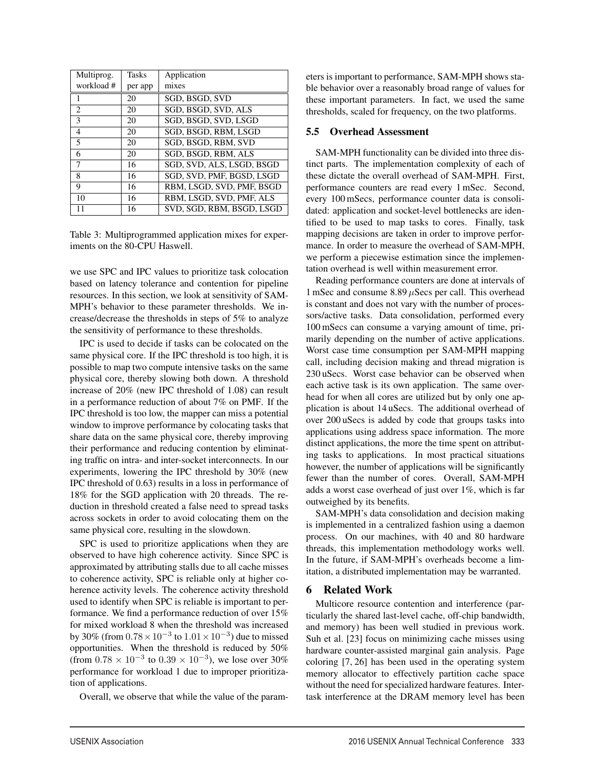| Multiprog. workload # | Tasks per app | Application mixes |
|---|---|---|
| 1 | 20 | SGD, BSGD, SVD |
| 2 | 20 | SGD, BSGD, SVD, ALS |
| 3 | 20 | SGD, BSGD, SVD, LSGD |
| 4 | 20 | SGD, BSGD, RBM, LSGD |
| 5 | 20 | SGD, BSGD, RBM, SVD |
| 6 | 20 | SGD, BSGD, RBM, ALS |
| 7 | 16 | SGD, SVD, ALS, LSGD, BSGD |
| 8 | 16 | SGD, SVD, PMF, BGSD, LSGD |
| 9 | 16 | RBM, LSGD, SVD, PMF, BSGD |
| 10 | 16 | RBM, LSGD, SVD, PMF, ALS |
| 11 | 16 | SVD, SGD, RBM, BSGD, LSGD |

Table 3: Multiprogrammed application mixes for experiments on the 80-CPU Haswell.

we use SPC and IPC values to prioritize task colocation based on latency tolerance and contention for pipeline resources. In this section, we look at sensitivity of SAM-MPH's behavior to these parameter thresholds. We increase/decrease the thresholds in steps of 5% to analyze the sensitivity of performance to these thresholds.

IPC is used to decide if tasks can be colocated on the same physical core. If the IPC threshold is too high, it is possible to map two compute intensive tasks on the same physical core, thereby slowing both down. A threshold increase of 20% (new IPC threshold of 1.08) can result in a performance reduction of about 7% on PMF. If the IPC threshold is too low, the mapper can miss a potential window to improve performance by colocating tasks that share data on the same physical core, thereby improving their performance and reducing contention by eliminating traffic on intra- and inter-socket interconnects. In our experiments, lowering the IPC threshold by 30% (new IPC threshold of 0.63) results in a loss in performance of 18% for the SGD application with 20 threads. The reduction in threshold created a false need to spread tasks across sockets in order to avoid colocating them on the same physical core, resulting in the slowdown.

SPC is used to prioritize applications when they are observed to have high coherence activity. Since SPC is approximated by attributing stalls due to all cache misses to coherence activity, SPC is reliable only at higher coherence activity levels. The coherence activity threshold used to identify when SPC is reliable is important to performance. We find a performance reduction of over 15% for mixed workload 8 when the threshold was increased by 30% (from $0.78 \times 10^{-3}$ to $1.01 \times 10^{-3}$) due to missed opportunities. When the threshold is reduced by 50% (from $0.78 \times 10^{-3}$ to $0.39 \times 10^{-3}$), we lose over 30% performance for workload 1 due to improper prioritization of applications.

Overall, we observe that while the value of the parameters is important to performance, SAM-MPH shows stable behavior over a reasonably broad range of values for these important parameters. In fact, we used the same thresholds, scaled for frequency, on the two platforms.

### 5.5 Overhead Assessment

SAM-MPH functionality can be divided into three distinct parts. The implementation complexity of each of these dictate the overall overhead of SAM-MPH. First, performance counters are read every 1 mSec. Second, every 100 mSecs, performance counter data is consolidated: application and socket-level bottlenecks are identified to be used to map tasks to cores. Finally, task mapping decisions are taken in order to improve performance. In order to measure the overhead of SAM-MPH, we perform a piecewise estimation since the implementation overhead is well within measurement error.

Reading performance counters are done at intervals of 1 mSec and consume 8.89 $\mu$Secs per call. This overhead is constant and does not vary with the number of processors/active tasks. Data consolidation, performed every 100 mSecs can consume a varying amount of time, primarily depending on the number of active applications. Worst case time consumption per SAM-MPH mapping call, including decision making and thread migration is 230 uSecs. Worst case behavior can be observed when each active task is its own application. The same overhead for when all cores are utilized but by only one application is about 14 uSecs. The additional overhead of over 200 uSecs is added by code that groups tasks into applications using address space information. The more distinct applications, the more the time spent on attributing tasks to applications. In most practical situations however, the number of applications will be significantly fewer than the number of cores. Overall, SAM-MPH adds a worst case overhead of just over 1%, which is far outweighed by its benefits.

SAM-MPH's data consolidation and decision making is implemented in a centralized fashion using a daemon process. On our machines, with 40 and 80 hardware threads, this implementation methodology works well. In the future, if SAM-MPH's overheads become a limitation, a distributed implementation may be warranted.

## 6 Related Work

Multicore resource contention and interference (particularly the shared last-level cache, off-chip bandwidth, and memory) has been well studied in previous work. Suh et al. [23] focus on minimizing cache misses using hardware counter-assisted marginal gain analysis. Page coloring [7, 26] has been used in the operating system memory allocator to effectively partition cache space without the need for specialized hardware features. Inter-task interference at the DRAM memory level has been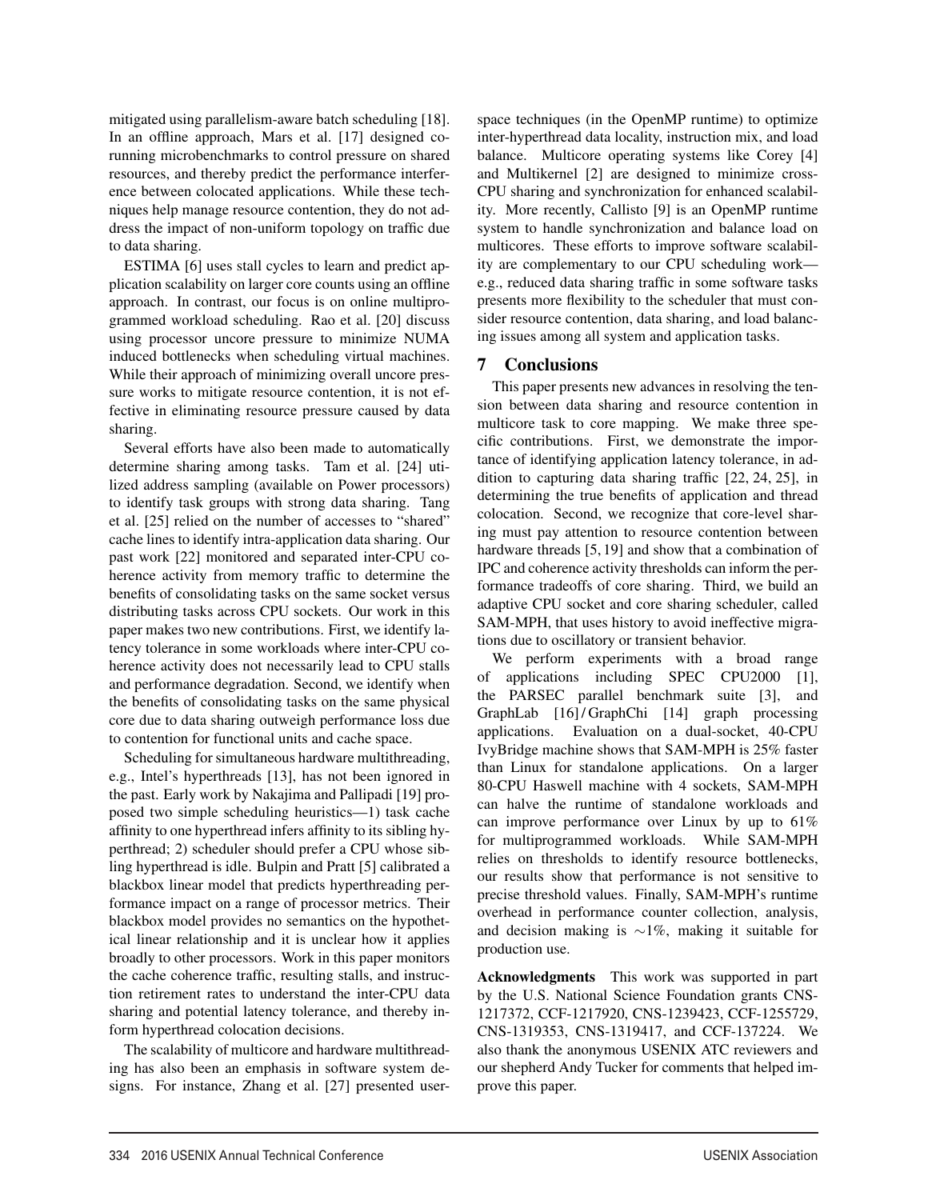mitigated using parallelism-aware batch scheduling [18]. In an offline approach, Mars et al. [17] designed corunning microbenchmarks to control pressure on shared resources, and thereby predict the performance interference between colocated applications. While these techniques help manage resource contention, they do not address the impact of non-uniform topology on traffic due to data sharing.

ESTIMA [6] uses stall cycles to learn and predict application scalability on larger core counts using an offline approach. In contrast, our focus is on online multiprogrammed workload scheduling. Rao et al. [20] discuss using processor uncore pressure to minimize NUMA induced bottlenecks when scheduling virtual machines. While their approach of minimizing overall uncore pressure works to mitigate resource contention, it is not effective in eliminating resource pressure caused by data sharing.

Several efforts have also been made to automatically determine sharing among tasks. Tam et al. [24] utilized address sampling (available on Power processors) to identify task groups with strong data sharing. Tang et al. [25] relied on the number of accesses to "shared" cache lines to identify intra-application data sharing. Our past work [22] monitored and separated inter-CPU coherence activity from memory traffic to determine the benefits of consolidating tasks on the same socket versus distributing tasks across CPU sockets. Our work in this paper makes two new contributions. First, we identify latency tolerance in some workloads where inter-CPU coherence activity does not necessarily lead to CPU stalls and performance degradation. Second, we identify when the benefits of consolidating tasks on the same physical core due to data sharing outweigh performance loss due to contention for functional units and cache space.

Scheduling for simultaneous hardware multithreading, e.g., Intel's hyperthreads [13], has not been ignored in the past. Early work by Nakajima and Pallipadi [19] proposed two simple scheduling heuristics—1) task cache affinity to one hyperthread infers affinity to its sibling hyperthread; 2) scheduler should prefer a CPU whose sibling hyperthread is idle. Bulpin and Pratt [5] calibrated a blackbox linear model that predicts hyperthreading performance impact on a range of processor metrics. Their blackbox model provides no semantics on the hypothetical linear relationship and it is unclear how it applies broadly to other processors. Work in this paper monitors the cache coherence traffic, resulting stalls, and instruction retirement rates to understand the inter-CPU data sharing and potential latency tolerance, and thereby inform hyperthread colocation decisions.

The scalability of multicore and hardware multithreading has also been an emphasis in software system designs. For instance, Zhang et al. [27] presented user-space techniques (in the OpenMP runtime) to optimize inter-hyperthread data locality, instruction mix, and load balance. Multicore operating systems like Corey [4] and Multikernel [2] are designed to minimize cross-CPU sharing and synchronization for enhanced scalability. More recently, Callisto [9] is an OpenMP runtime system to handle synchronization and balance load on multicores. These efforts to improve software scalability are complementary to our CPU scheduling work—e.g., reduced data sharing traffic in some software tasks presents more flexibility to the scheduler that must consider resource contention, data sharing, and load balancing issues among all system and application tasks.

## 7 Conclusions

This paper presents new advances in resolving the tension between data sharing and resource contention in multicore task to core mapping. We make three specific contributions. First, we demonstrate the importance of identifying application latency tolerance, in addition to capturing data sharing traffic [22, 24, 25], in determining the true benefits of application and thread colocation. Second, we recognize that core-level sharing must pay attention to resource contention between hardware threads [5, 19] and show that a combination of IPC and coherence activity thresholds can inform the performance tradeoffs of core sharing. Third, we build an adaptive CPU socket and core sharing scheduler, called SAM-MPH, that uses history to avoid ineffective migrations due to oscillatory or transient behavior.

We perform experiments with a broad range of applications including SPEC CPU2000 [1], the PARSEC parallel benchmark suite [3], and GraphLab [16] / GraphChi [14] graph processing applications. Evaluation on a dual-socket, 40-CPU IvyBridge machine shows that SAM-MPH is 25% faster than Linux for standalone applications. On a larger 80-CPU Haswell machine with 4 sockets, SAM-MPH can halve the runtime of standalone workloads and can improve performance over Linux by up to 61% for multiprogrammed workloads. While SAM-MPH relies on thresholds to identify resource bottlenecks, our results show that performance is not sensitive to precise threshold values. Finally, SAM-MPH's runtime overhead in performance counter collection, analysis, and decision making is $\sim$1%, making it suitable for production use.

**Acknowledgments** This work was supported in part by the U.S. National Science Foundation grants CNS-1217372, CCF-1217920, CNS-1239423, CCF-1255729, CNS-1319353, CNS-1319417, and CCF-137224. We also thank the anonymous USENIX ATC reviewers and our shepherd Andy Tucker for comments that helped improve this paper.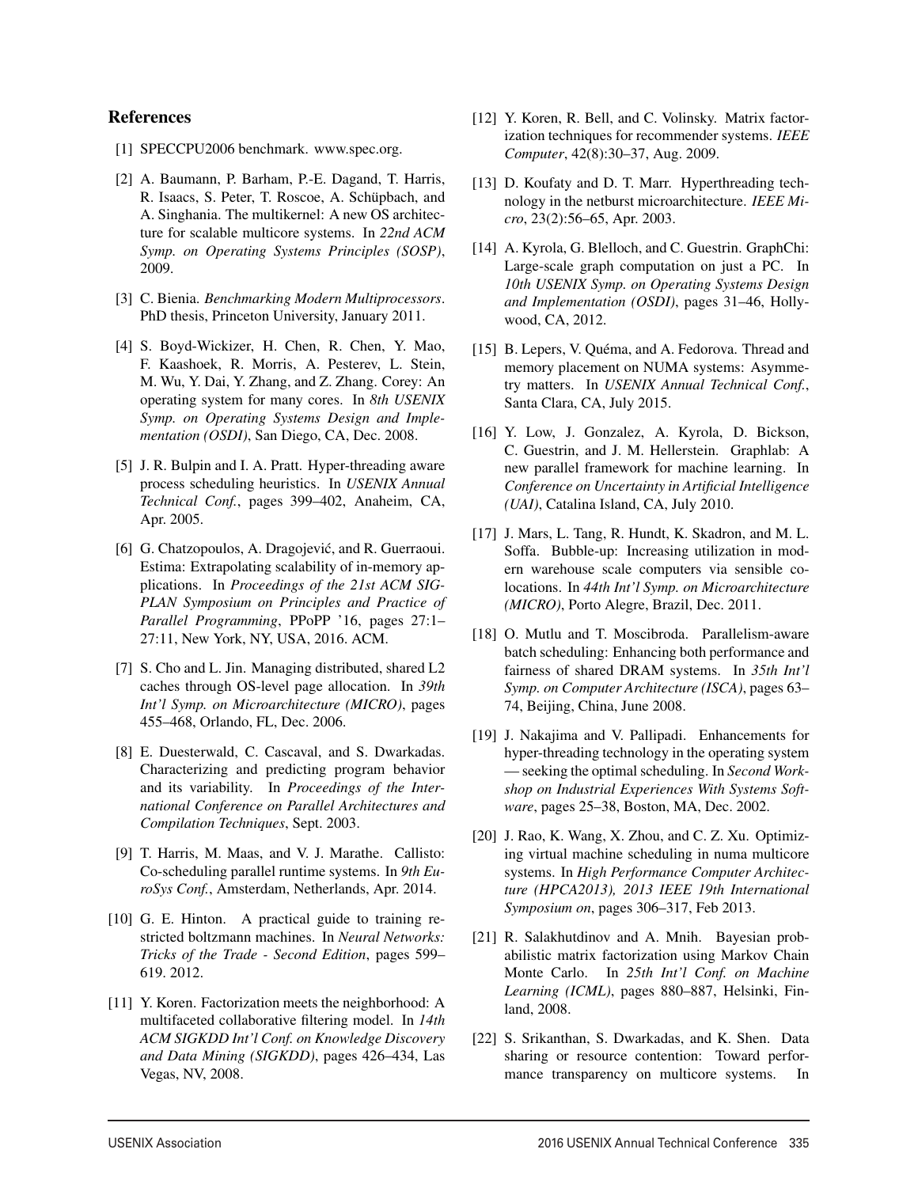## References

[1] SPECCPU2006 benchmark. www.spec.org.

[2] A. Baumann, P. Barham, P.-E. Dagand, T. Harris, R. Isaacs, S. Peter, T. Roscoe, A. Schüpbach, and A. Singhania. The multikernel: A new OS architecture for scalable multicore systems. In *22nd ACM Symp. on Operating Systems Principles (SOSP)*, 2009.

[3] C. Bienia. *Benchmarking Modern Multiprocessors*. PhD thesis, Princeton University, January 2011.

[4] S. Boyd-Wickizer, H. Chen, R. Chen, Y. Mao, F. Kaashoek, R. Morris, A. Pesterev, L. Stein, M. Wu, Y. Dai, Y. Zhang, and Z. Zhang. Corey: An operating system for many cores. In *8th USENIX Symp. on Operating Systems Design and Implementation (OSDI)*, San Diego, CA, Dec. 2008.

[5] J. R. Bulpin and I. A. Pratt. Hyper-threading aware process scheduling heuristics. In *USENIX Annual Technical Conf.*, pages 399–402, Anaheim, CA, Apr. 2005.

[6] G. Chatzopoulos, A. Dragojević, and R. Guerraoui. Estima: Extrapolating scalability of in-memory applications. In *Proceedings of the 21st ACM SIGPLAN Symposium on Principles and Practice of Parallel Programming*, PPoPP '16, pages 27:1–27:11, New York, NY, USA, 2016. ACM.

[7] S. Cho and L. Jin. Managing distributed, shared L2 caches through OS-level page allocation. In *39th Int'l Symp. on Microarchitecture (MICRO)*, pages 455–468, Orlando, FL, Dec. 2006.

[8] E. Duesterwald, C. Cascaval, and S. Dwarkadas. Characterizing and predicting program behavior and its variability. In *Proceedings of the International Conference on Parallel Architectures and Compilation Techniques*, Sept. 2003.

[9] T. Harris, M. Maas, and V. J. Marathe. Callisto: Co-scheduling parallel runtime systems. In *9th EuroSys Conf.*, Amsterdam, Netherlands, Apr. 2014.

[10] G. E. Hinton. A practical guide to training restricted boltzmann machines. In *Neural Networks: Tricks of the Trade - Second Edition*, pages 599–619. 2012.

[11] Y. Koren. Factorization meets the neighborhood: A multifaceted collaborative filtering model. In *14th ACM SIGKDD Int'l Conf. on Knowledge Discovery and Data Mining (SIGKDD)*, pages 426–434, Las Vegas, NV, 2008.

[12] Y. Koren, R. Bell, and C. Volinsky. Matrix factorization techniques for recommender systems. *IEEE Computer*, 42(8):30–37, Aug. 2009.

[13] D. Koufaty and D. T. Marr. Hyperthreading technology in the netburst microarchitecture. *IEEE Micro*, 23(2):56–65, Apr. 2003.

[14] A. Kyrola, G. Blelloch, and C. Guestrin. GraphChi: Large-scale graph computation on just a PC. In *10th USENIX Symp. on Operating Systems Design and Implementation (OSDI)*, pages 31–46, Hollywood, CA, 2012.

[15] B. Lepers, V. Quéma, and A. Fedorova. Thread and memory placement on NUMA systems: Asymmetry matters. In *USENIX Annual Technical Conf.*, Santa Clara, CA, July 2015.

[16] Y. Low, J. Gonzalez, A. Kyrola, D. Bickson, C. Guestrin, and J. M. Hellerstein. Graphlab: A new parallel framework for machine learning. In *Conference on Uncertainty in Artificial Intelligence (UAI)*, Catalina Island, CA, July 2010.

[17] J. Mars, L. Tang, R. Hundt, K. Skadron, and M. L. Soffa. Bubble-up: Increasing utilization in modern warehouse scale computers via sensible colocations. In *44th Int'l Symp. on Microarchitecture (MICRO)*, Porto Alegre, Brazil, Dec. 2011.

[18] O. Mutlu and T. Moscibroda. Parallelism-aware batch scheduling: Enhancing both performance and fairness of shared DRAM systems. In *35th Int'l Symp. on Computer Architecture (ISCA)*, pages 63–74, Beijing, China, June 2008.

[19] J. Nakajima and V. Pallipadi. Enhancements for hyper-threading technology in the operating system — seeking the optimal scheduling. In *Second Workshop on Industrial Experiences With Systems Software*, pages 25–38, Boston, MA, Dec. 2002.

[20] J. Rao, K. Wang, X. Zhou, and C. Z. Xu. Optimizing virtual machine scheduling in numa multicore systems. In *High Performance Computer Architecture (HPCA2013), 2013 IEEE 19th International Symposium on*, pages 306–317, Feb 2013.

[21] R. Salakhutdinov and A. Mnih. Bayesian probabilistic matrix factorization using Markov Chain Monte Carlo. In *25th Int'l Conf. on Machine Learning (ICML)*, pages 880–887, Helsinki, Finland, 2008.

[22] S. Srikanthan, S. Dwarkadas, and K. Shen. Data sharing or resource contention: Toward performance transparency on multicore systems. In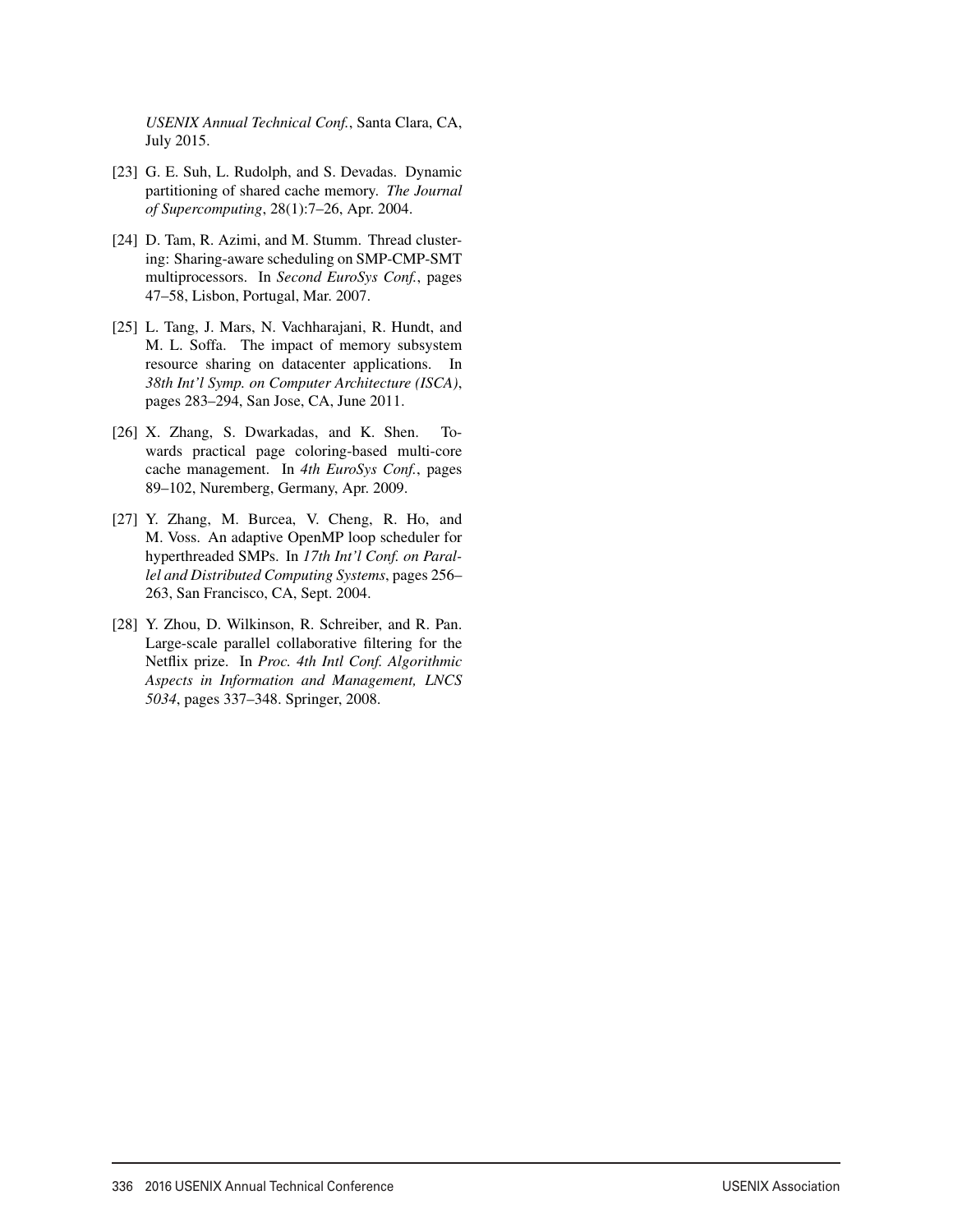*USENIX Annual Technical Conf.*, Santa Clara, CA, July 2015.

[23] G. E. Suh, L. Rudolph, and S. Devadas. Dynamic partitioning of shared cache memory. *The Journal of Supercomputing*, 28(1):7–26, Apr. 2004.

[24] D. Tam, R. Azimi, and M. Stumm. Thread clustering: Sharing-aware scheduling on SMP-CMP-SMT multiprocessors. In *Second EuroSys Conf.*, pages 47–58, Lisbon, Portugal, Mar. 2007.

[25] L. Tang, J. Mars, N. Vachharajani, R. Hundt, and M. L. Soffa. The impact of memory subsystem resource sharing on datacenter applications. In *38th Int'l Symp. on Computer Architecture (ISCA)*, pages 283–294, San Jose, CA, June 2011.

[26] X. Zhang, S. Dwarkadas, and K. Shen. Towards practical page coloring-based multi-core cache management. In *4th EuroSys Conf.*, pages 89–102, Nuremberg, Germany, Apr. 2009.

[27] Y. Zhang, M. Burcea, V. Cheng, R. Ho, and M. Voss. An adaptive OpenMP loop scheduler for hyperthreaded SMPs. In *17th Int'l Conf. on Parallel and Distributed Computing Systems*, pages 256–263, San Francisco, CA, Sept. 2004.

[28] Y. Zhou, D. Wilkinson, R. Schreiber, and R. Pan. Large-scale parallel collaborative filtering for the Netflix prize. In *Proc. 4th Intl Conf. Algorithmic Aspects in Information and Management, LNCS 5034*, pages 337–348. Springer, 2008.